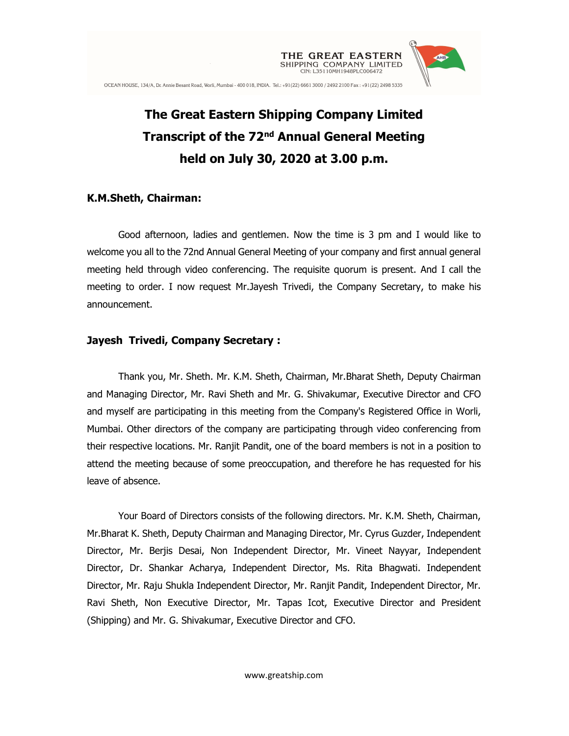# The Great Eastern Shipping Company Limited
# Transcript of the 72nd Annual General Meeting
# held on July 30, 2020 at 3.00 p.m.

## K.M.Sheth, Chairman:

Good afternoon, ladies and gentlemen. Now the time is 3 pm and I would like to welcome you all to the 72nd Annual General Meeting of your company and first annual general meeting held through video conferencing. The requisite quorum is present. And I call the meeting to order. I now request Mr.Jayesh Trivedi, the Company Secretary, to make his announcement.

## Jayesh Trivedi, Company Secretary :

Thank you, Mr. Sheth. Mr. K.M. Sheth, Chairman, Mr.Bharat Sheth, Deputy Chairman and Managing Director, Mr. Ravi Sheth and Mr. G. Shivakumar, Executive Director and CFO and myself are participating in this meeting from the Company's Registered Office in Worli, Mumbai. Other directors of the company are participating through video conferencing from their respective locations. Mr. Ranjit Pandit, one of the board members is not in a position to attend the meeting because of some preoccupation, and therefore he has requested for his leave of absence.

Your Board of Directors consists of the following directors. Mr. K.M. Sheth, Chairman, Mr.Bharat K. Sheth, Deputy Chairman and Managing Director, Mr. Cyrus Guzder, Independent Director, Mr. Berjis Desai, Non Independent Director, Mr. Vineet Nayyar, Independent Director, Dr. Shankar Acharya, Independent Director, Ms. Rita Bhagwati. Independent Director, Mr. Raju Shukla Independent Director, Mr. Ranjit Pandit, Independent Director, Mr. Ravi Sheth, Non Executive Director, Mr. Tapas Icot, Executive Director and President (Shipping) and Mr. G. Shivakumar, Executive Director and CFO.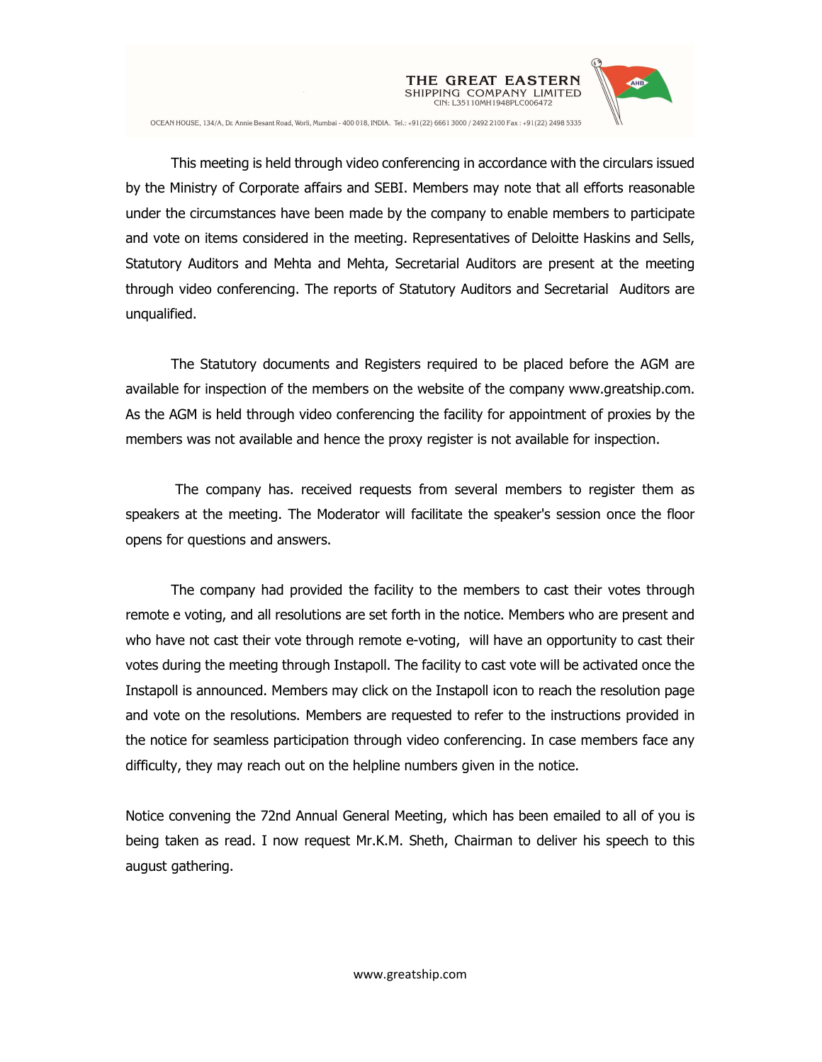This meeting is held through video conferencing in accordance with the circulars issued by the Ministry of Corporate affairs and SEBI. Members may note that all efforts reasonable under the circumstances have been made by the company to enable members to participate and vote on items considered in the meeting. Representatives of Deloitte Haskins and Sells, Statutory Auditors and Mehta and Mehta, Secretarial Auditors are present at the meeting through video conferencing. The reports of Statutory Auditors and Secretarial Auditors are unqualified.

The Statutory documents and Registers required to be placed before the AGM are available for inspection of the members on the website of the company www.greatship.com. As the AGM is held through video conferencing the facility for appointment of proxies by the members was not available and hence the proxy register is not available for inspection.

The company has. received requests from several members to register them as speakers at the meeting. The Moderator will facilitate the speaker's session once the floor opens for questions and answers.

The company had provided the facility to the members to cast their votes through remote e voting, and all resolutions are set forth in the notice. Members who are present and who have not cast their vote through remote e-voting, will have an opportunity to cast their votes during the meeting through Instapoll. The facility to cast vote will be activated once the Instapoll is announced. Members may click on the Instapoll icon to reach the resolution page and vote on the resolutions. Members are requested to refer to the instructions provided in the notice for seamless participation through video conferencing. In case members face any difficulty, they may reach out on the helpline numbers given in the notice.

Notice convening the 72nd Annual General Meeting, which has been emailed to all of you is being taken as read. I now request Mr.K.M. Sheth, Chairman to deliver his speech to this august gathering.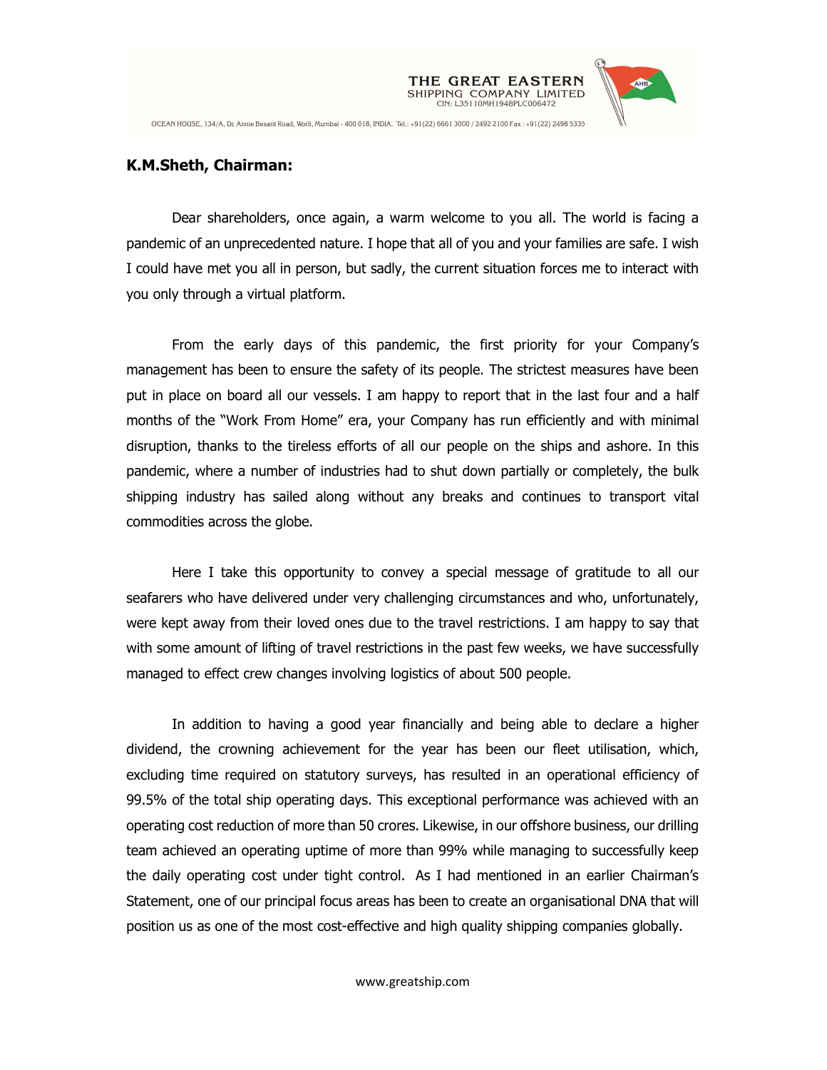**K.M.Sheth, Chairman:**

Dear shareholders, once again, a warm welcome to you all. The world is facing a pandemic of an unprecedented nature. I hope that all of you and your families are safe. I wish I could have met you all in person, but sadly, the current situation forces me to interact with you only through a virtual platform.

From the early days of this pandemic, the first priority for your Company's management has been to ensure the safety of its people. The strictest measures have been put in place on board all our vessels. I am happy to report that in the last four and a half months of the "Work From Home" era, your Company has run efficiently and with minimal disruption, thanks to the tireless efforts of all our people on the ships and ashore. In this pandemic, where a number of industries had to shut down partially or completely, the bulk shipping industry has sailed along without any breaks and continues to transport vital commodities across the globe.

Here I take this opportunity to convey a special message of gratitude to all our seafarers who have delivered under very challenging circumstances and who, unfortunately, were kept away from their loved ones due to the travel restrictions. I am happy to say that with some amount of lifting of travel restrictions in the past few weeks, we have successfully managed to effect crew changes involving logistics of about 500 people.

In addition to having a good year financially and being able to declare a higher dividend, the crowning achievement for the year has been our fleet utilisation, which, excluding time required on statutory surveys, has resulted in an operational efficiency of 99.5% of the total ship operating days. This exceptional performance was achieved with an operating cost reduction of more than 50 crores. Likewise, in our offshore business, our drilling team achieved an operating uptime of more than 99% while managing to successfully keep the daily operating cost under tight control. As I had mentioned in an earlier Chairman's Statement, one of our principal focus areas has been to create an organisational DNA that will position us as one of the most cost-effective and high quality shipping companies globally.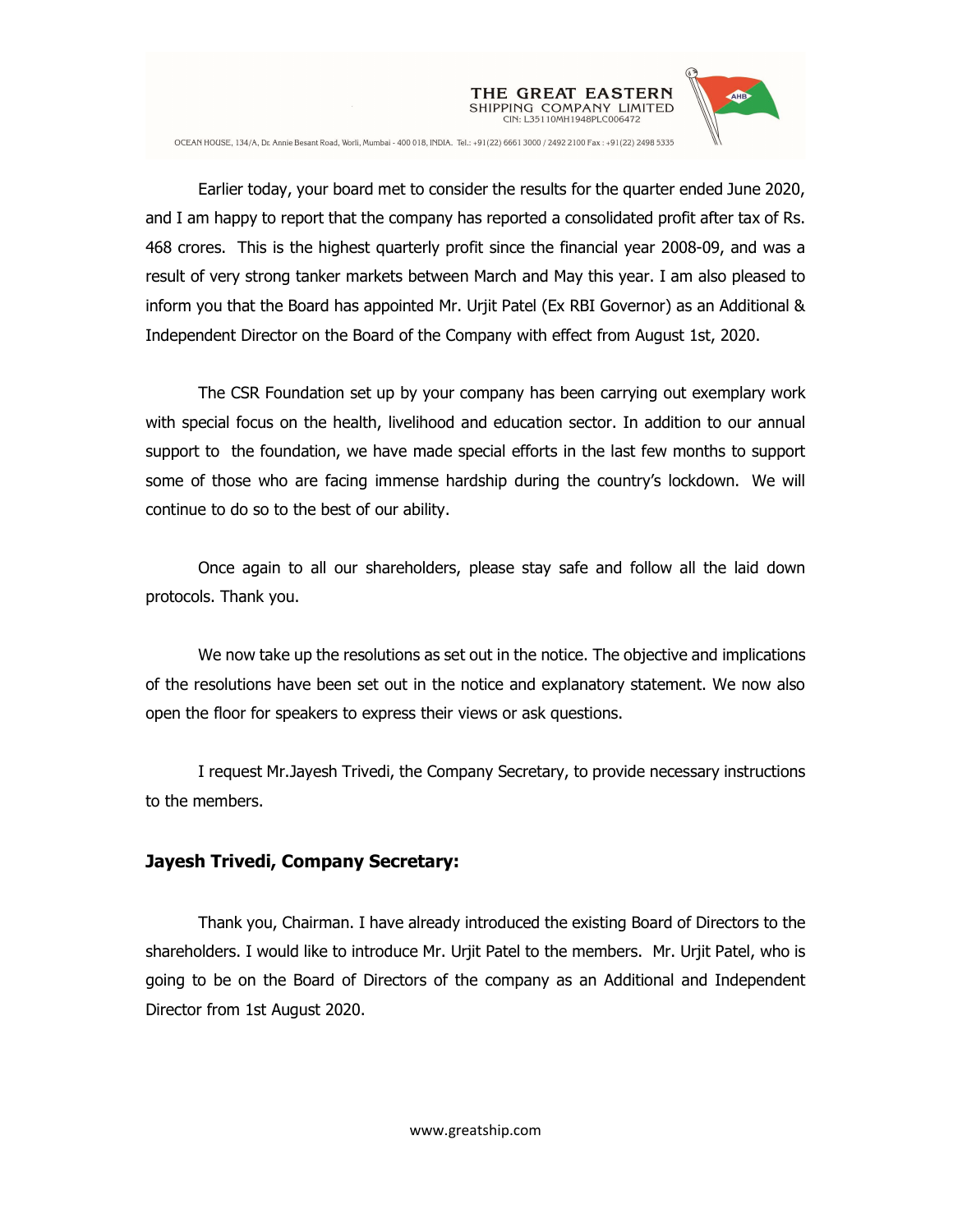Earlier today, your board met to consider the results for the quarter ended June 2020, and I am happy to report that the company has reported a consolidated profit after tax of Rs. 468 crores. This is the highest quarterly profit since the financial year 2008-09, and was a result of very strong tanker markets between March and May this year. I am also pleased to inform you that the Board has appointed Mr. Urjit Patel (Ex RBI Governor) as an Additional & Independent Director on the Board of the Company with effect from August 1st, 2020.

The CSR Foundation set up by your company has been carrying out exemplary work with special focus on the health, livelihood and education sector. In addition to our annual support to the foundation, we have made special efforts in the last few months to support some of those who are facing immense hardship during the country's lockdown. We will continue to do so to the best of our ability.

Once again to all our shareholders, please stay safe and follow all the laid down protocols. Thank you.

We now take up the resolutions as set out in the notice. The objective and implications of the resolutions have been set out in the notice and explanatory statement. We now also open the floor for speakers to express their views or ask questions.

I request Mr.Jayesh Trivedi, the Company Secretary, to provide necessary instructions to the members.

**Jayesh Trivedi, Company Secretary:**

Thank you, Chairman. I have already introduced the existing Board of Directors to the shareholders. I would like to introduce Mr. Urjit Patel to the members. Mr. Urjit Patel, who is going to be on the Board of Directors of the company as an Additional and Independent Director from 1st August 2020.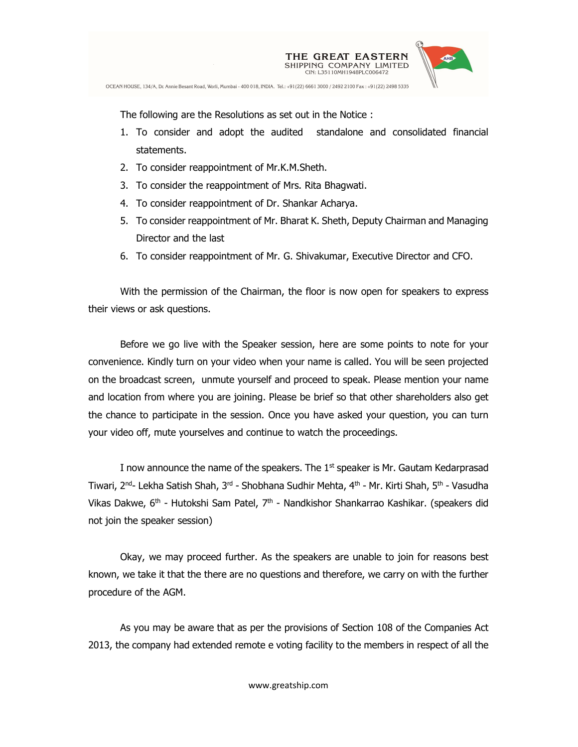The following are the Resolutions as set out in the Notice :

1. To consider and adopt the audited standalone and consolidated financial statements.
2. To consider reappointment of Mr.K.M.Sheth.
3. To consider the reappointment of Mrs. Rita Bhagwati.
4. To consider reappointment of Dr. Shankar Acharya.
5. To consider reappointment of Mr. Bharat K. Sheth, Deputy Chairman and Managing Director and the last
6. To consider reappointment of Mr. G. Shivakumar, Executive Director and CFO.

With the permission of the Chairman, the floor is now open for speakers to express their views or ask questions.

Before we go live with the Speaker session, here are some points to note for your convenience. Kindly turn on your video when your name is called. You will be seen projected on the broadcast screen, unmute yourself and proceed to speak. Please mention your name and location from where you are joining. Please be brief so that other shareholders also get the chance to participate in the session. Once you have asked your question, you can turn your video off, mute yourselves and continue to watch the proceedings.

I now announce the name of the speakers. The 1st speaker is Mr. Gautam Kedarprasad Tiwari, 2nd- Lekha Satish Shah, 3rd - Shobhana Sudhir Mehta, 4th - Mr. Kirti Shah, 5th - Vasudha Vikas Dakwe, 6th - Hutokshi Sam Patel, 7th - Nandkishor Shankarrao Kashikar. (speakers did not join the speaker session)

Okay, we may proceed further. As the speakers are unable to join for reasons best known, we take it that the there are no questions and therefore, we carry on with the further procedure of the AGM.

As you may be aware that as per the provisions of Section 108 of the Companies Act 2013, the company had extended remote e voting facility to the members in respect of all the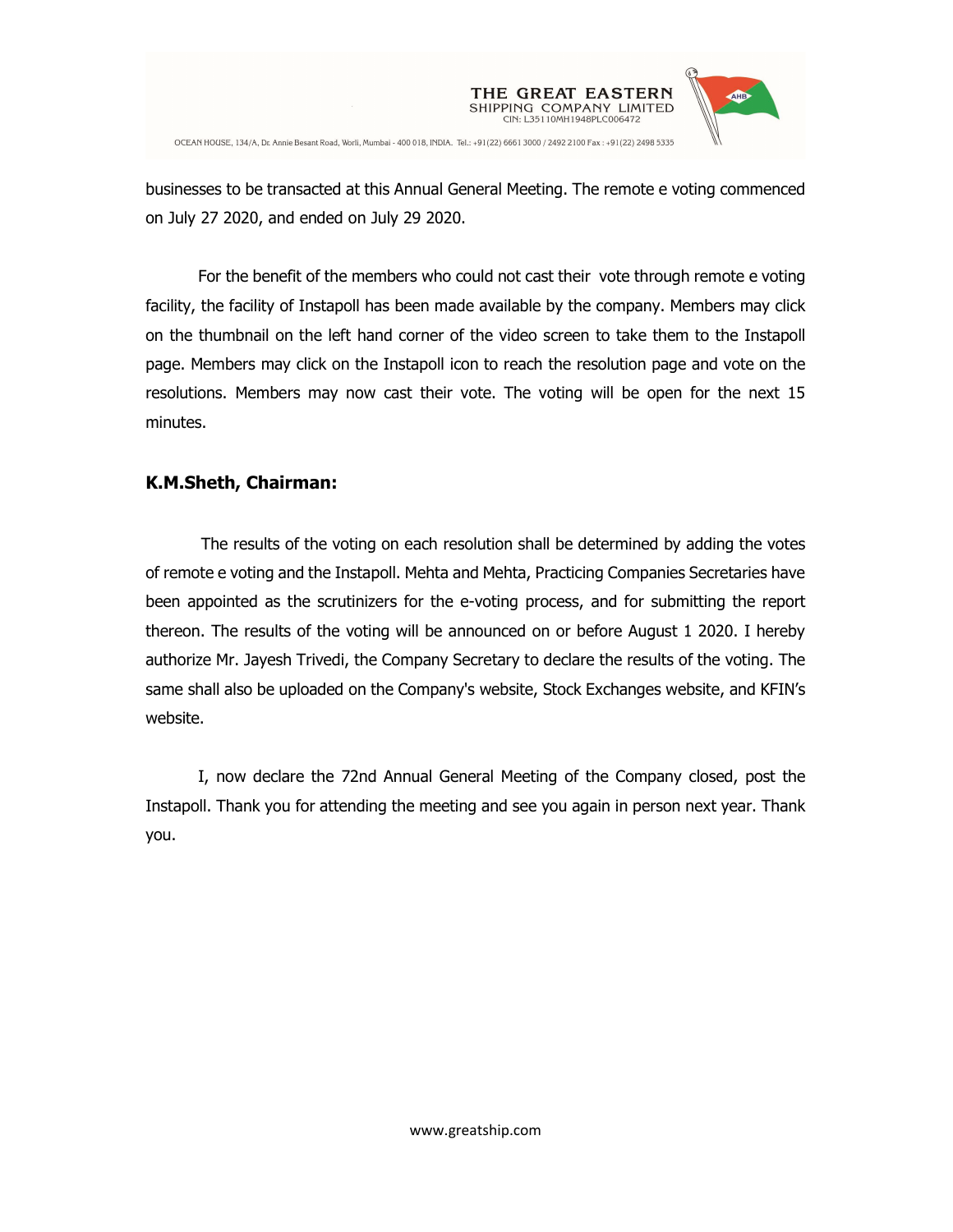businesses to be transacted at this Annual General Meeting. The remote e voting commenced on July 27 2020, and ended on July 29 2020.

For the benefit of the members who could not cast their vote through remote e voting facility, the facility of Instapoll has been made available by the company. Members may click on the thumbnail on the left hand corner of the video screen to take them to the Instapoll page. Members may click on the Instapoll icon to reach the resolution page and vote on the resolutions. Members may now cast their vote. The voting will be open for the next 15 minutes.

**K.M.Sheth, Chairman:**

The results of the voting on each resolution shall be determined by adding the votes of remote e voting and the Instapoll. Mehta and Mehta, Practicing Companies Secretaries have been appointed as the scrutinizers for the e-voting process, and for submitting the report thereon. The results of the voting will be announced on or before August 1 2020. I hereby authorize Mr. Jayesh Trivedi, the Company Secretary to declare the results of the voting. The same shall also be uploaded on the Company's website, Stock Exchanges website, and KFIN's website.

I, now declare the 72nd Annual General Meeting of the Company closed, post the Instapoll. Thank you for attending the meeting and see you again in person next year. Thank you.